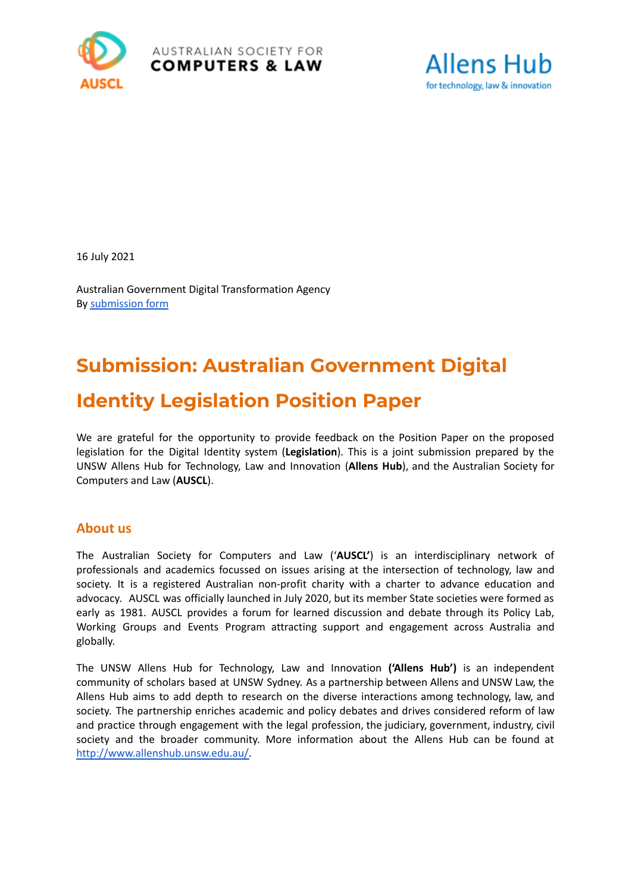16 July 2021

Australian Government Digital Transformation Agency
By submission form

# Submission: Australian Government Digital Identity Legislation Position Paper

We are grateful for the opportunity to provide feedback on the Position Paper on the proposed legislation for the Digital Identity system (**Legislation**). This is a joint submission prepared by the UNSW Allens Hub for Technology, Law and Innovation (**Allens Hub**), and the Australian Society for Computers and Law (**AUSCL**).

## About us

The Australian Society for Computers and Law ('**AUSCL**') is an interdisciplinary network of professionals and academics focussed on issues arising at the intersection of technology, law and society. It is a registered Australian non-profit charity with a charter to advance education and advocacy. AUSCL was officially launched in July 2020, but its member State societies were formed as early as 1981. AUSCL provides a forum for learned discussion and debate through its Policy Lab, Working Groups and Events Program attracting support and engagement across Australia and globally.

The UNSW Allens Hub for Technology, Law and Innovation **('Allens Hub')** is an independent community of scholars based at UNSW Sydney. As a partnership between Allens and UNSW Law, the Allens Hub aims to add depth to research on the diverse interactions among technology, law, and society. The partnership enriches academic and policy debates and drives considered reform of law and practice through engagement with the legal profession, the judiciary, government, industry, civil society and the broader community. More information about the Allens Hub can be found at http://www.allenshub.unsw.edu.au/.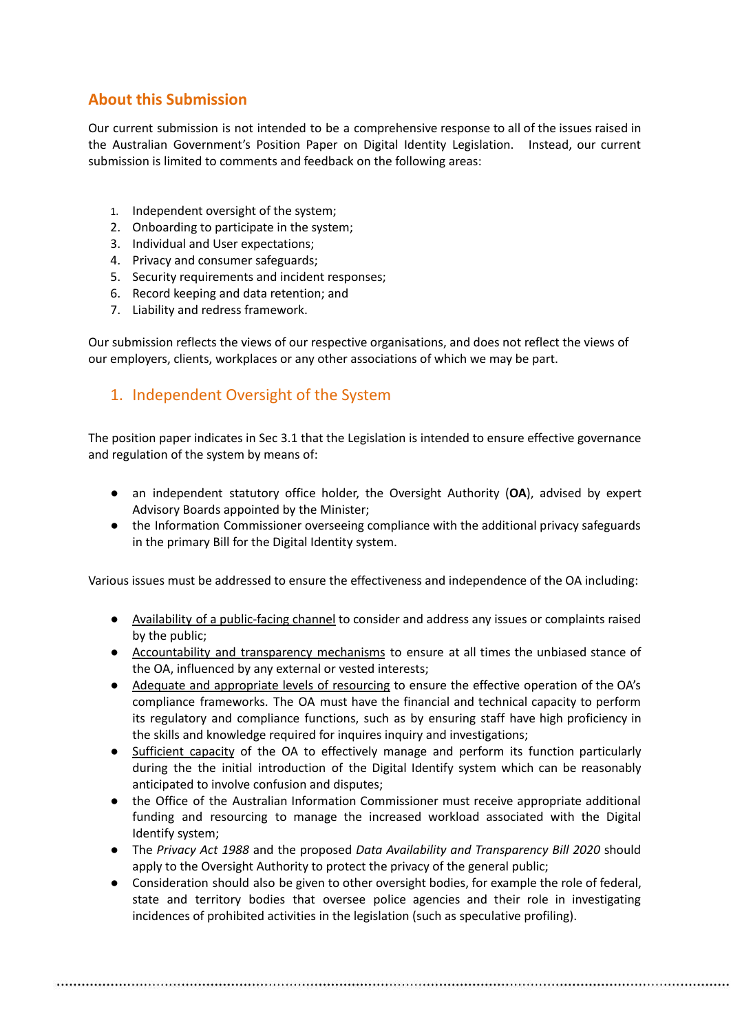## About this Submission

Our current submission is not intended to be a comprehensive response to all of the issues raised in the Australian Government's Position Paper on Digital Identity Legislation. Instead, our current submission is limited to comments and feedback on the following areas:

1. Independent oversight of the system;
2. Onboarding to participate in the system;
3. Individual and User expectations;
4. Privacy and consumer safeguards;
5. Security requirements and incident responses;
6. Record keeping and data retention; and
7. Liability and redress framework.

Our submission reflects the views of our respective organisations, and does not reflect the views of our employers, clients, workplaces or any other associations of which we may be part.

### 1. Independent Oversight of the System

The position paper indicates in Sec 3.1 that the Legislation is intended to ensure effective governance and regulation of the system by means of:

- an independent statutory office holder, the Oversight Authority (**OA**), advised by expert Advisory Boards appointed by the Minister;
- the Information Commissioner overseeing compliance with the additional privacy safeguards in the primary Bill for the Digital Identity system.

Various issues must be addressed to ensure the effectiveness and independence of the OA including:

- <u>Availability of a public-facing channel</u> to consider and address any issues or complaints raised by the public;
- <u>Accountability and transparency mechanisms</u> to ensure at all times the unbiased stance of the OA, influenced by any external or vested interests;
- <u>Adequate and appropriate levels of resourcing</u> to ensure the effective operation of the OA's compliance frameworks. The OA must have the financial and technical capacity to perform its regulatory and compliance functions, such as by ensuring staff have high proficiency in the skills and knowledge required for inquires inquiry and investigations;
- <u>Sufficient capacity</u> of the OA to effectively manage and perform its function particularly during the the initial introduction of the Digital Identify system which can be reasonably anticipated to involve confusion and disputes;
- the Office of the Australian Information Commissioner must receive appropriate additional funding and resourcing to manage the increased workload associated with the Digital Identify system;
- The *Privacy Act 1988* and the proposed *Data Availability and Transparency Bill 2020* should apply to the Oversight Authority to protect the privacy of the general public;
- Consideration should also be given to other oversight bodies, for example the role of federal, state and territory bodies that oversee police agencies and their role in investigating incidences of prohibited activities in the legislation (such as speculative profiling).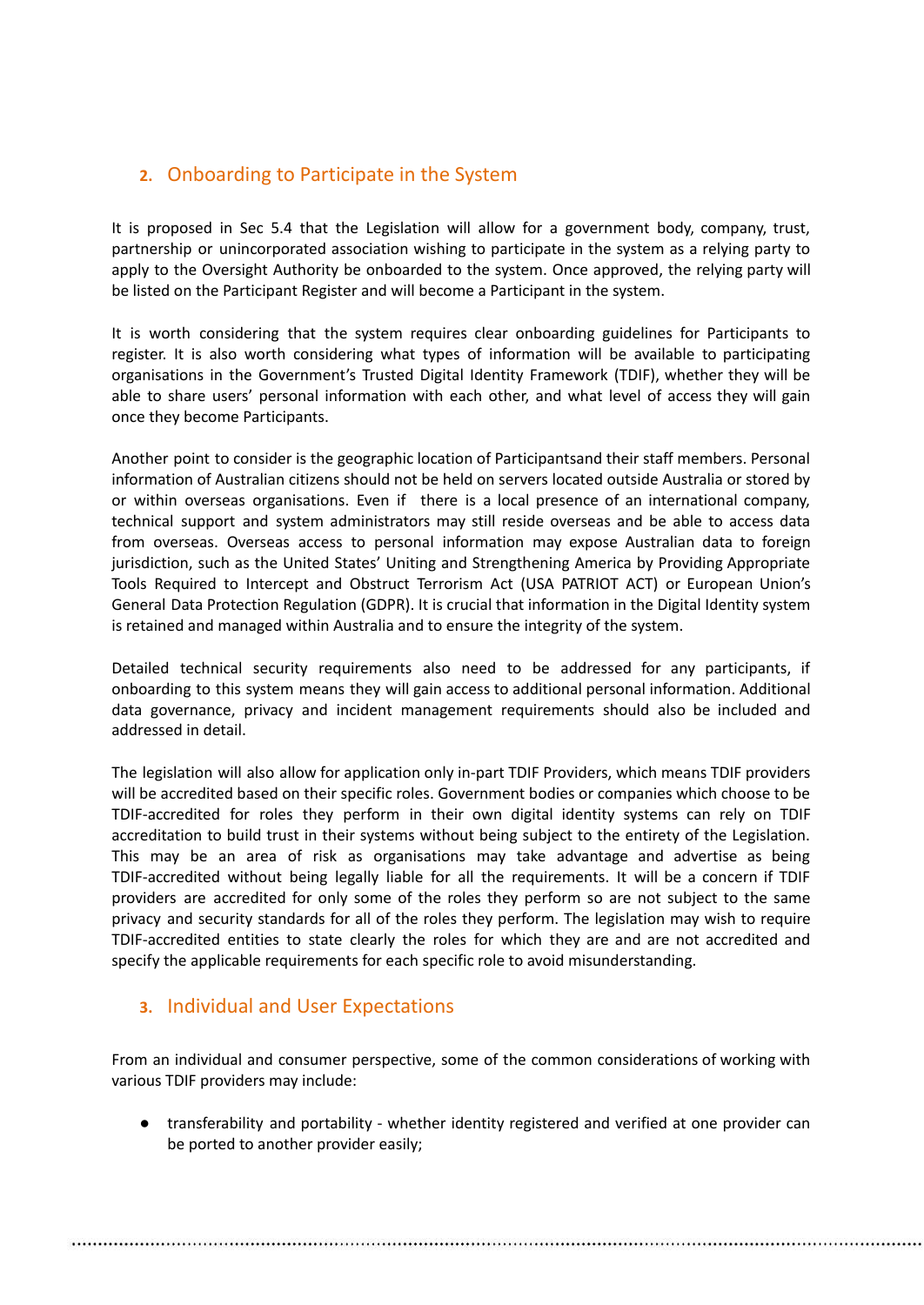## 2. Onboarding to Participate in the System

It is proposed in Sec 5.4 that the Legislation will allow for a government body, company, trust, partnership or unincorporated association wishing to participate in the system as a relying party to apply to the Oversight Authority be onboarded to the system. Once approved, the relying party will be listed on the Participant Register and will become a Participant in the system.

It is worth considering that the system requires clear onboarding guidelines for Participants to register. It is also worth considering what types of information will be available to participating organisations in the Government's Trusted Digital Identity Framework (TDIF), whether they will be able to share users' personal information with each other, and what level of access they will gain once they become Participants.

Another point to consider is the geographic location of Participantsand their staff members. Personal information of Australian citizens should not be held on servers located outside Australia or stored by or within overseas organisations. Even if there is a local presence of an international company, technical support and system administrators may still reside overseas and be able to access data from overseas. Overseas access to personal information may expose Australian data to foreign jurisdiction, such as the United States' Uniting and Strengthening America by Providing Appropriate Tools Required to Intercept and Obstruct Terrorism Act (USA PATRIOT ACT) or European Union's General Data Protection Regulation (GDPR). It is crucial that information in the Digital Identity system is retained and managed within Australia and to ensure the integrity of the system.

Detailed technical security requirements also need to be addressed for any participants, if onboarding to this system means they will gain access to additional personal information. Additional data governance, privacy and incident management requirements should also be included and addressed in detail.

The legislation will also allow for application only in-part TDIF Providers, which means TDIF providers will be accredited based on their specific roles. Government bodies or companies which choose to be TDIF-accredited for roles they perform in their own digital identity systems can rely on TDIF accreditation to build trust in their systems without being subject to the entirety of the Legislation. This may be an area of risk as organisations may take advantage and advertise as being TDIF-accredited without being legally liable for all the requirements. It will be a concern if TDIF providers are accredited for only some of the roles they perform so are not subject to the same privacy and security standards for all of the roles they perform. The legislation may wish to require TDIF-accredited entities to state clearly the roles for which they are and are not accredited and specify the applicable requirements for each specific role to avoid misunderstanding.

## 3. Individual and User Expectations

From an individual and consumer perspective, some of the common considerations of working with various TDIF providers may include:

- transferability and portability - whether identity registered and verified at one provider can be ported to another provider easily;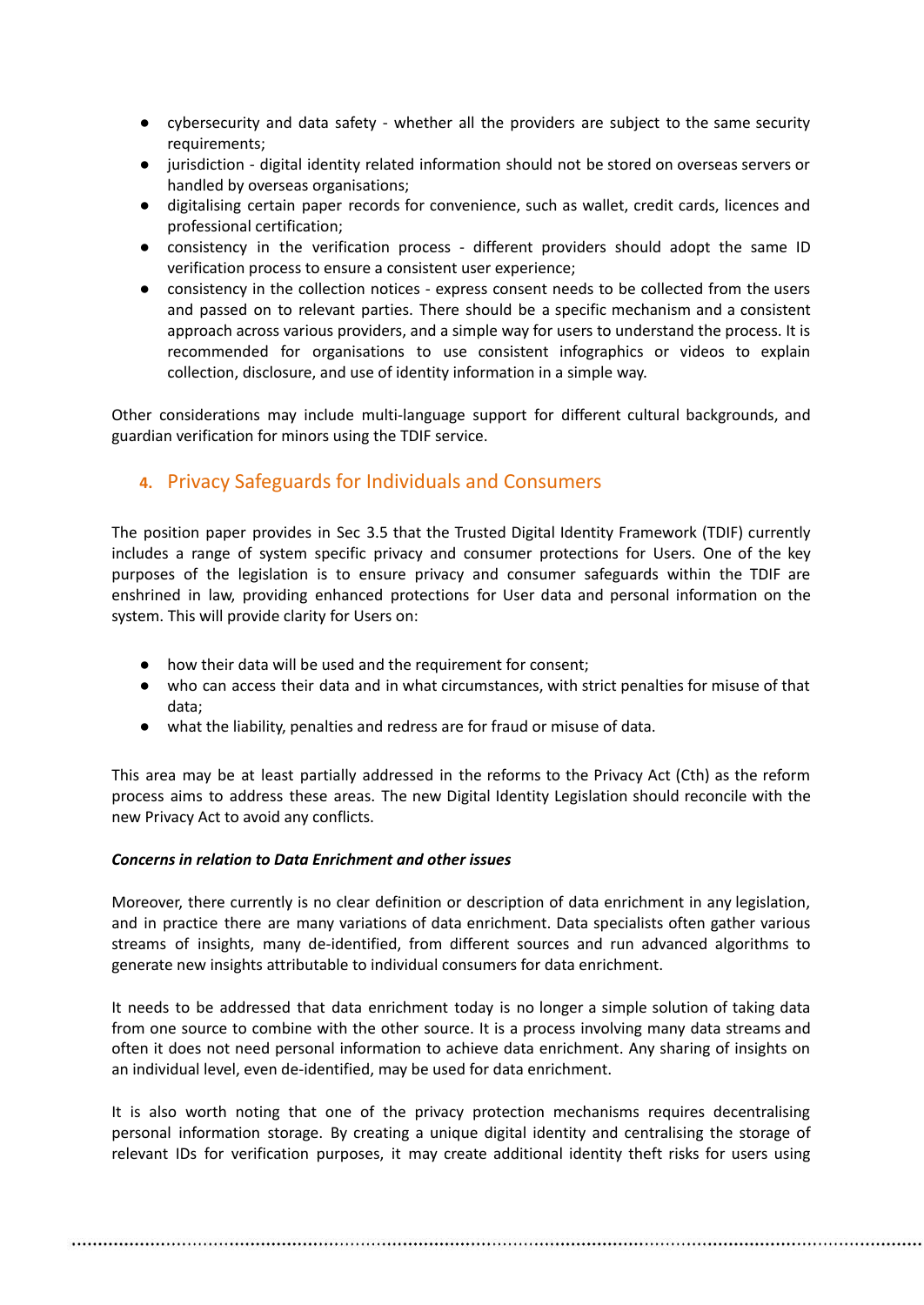- cybersecurity and data safety - whether all the providers are subject to the same security requirements;
- jurisdiction - digital identity related information should not be stored on overseas servers or handled by overseas organisations;
- digitalising certain paper records for convenience, such as wallet, credit cards, licences and professional certification;
- consistency in the verification process - different providers should adopt the same ID verification process to ensure a consistent user experience;
- consistency in the collection notices - express consent needs to be collected from the users and passed on to relevant parties. There should be a specific mechanism and a consistent approach across various providers, and a simple way for users to understand the process. It is recommended for organisations to use consistent infographics or videos to explain collection, disclosure, and use of identity information in a simple way.

Other considerations may include multi-language support for different cultural backgrounds, and guardian verification for minors using the TDIF service.

## 4. Privacy Safeguards for Individuals and Consumers

The position paper provides in Sec 3.5 that the Trusted Digital Identity Framework (TDIF) currently includes a range of system specific privacy and consumer protections for Users. One of the key purposes of the legislation is to ensure privacy and consumer safeguards within the TDIF are enshrined in law, providing enhanced protections for User data and personal information on the system. This will provide clarity for Users on:

- how their data will be used and the requirement for consent;
- who can access their data and in what circumstances, with strict penalties for misuse of that data;
- what the liability, penalties and redress are for fraud or misuse of data.

This area may be at least partially addressed in the reforms to the Privacy Act (Cth) as the reform process aims to address these areas. The new Digital Identity Legislation should reconcile with the new Privacy Act to avoid any conflicts.

***Concerns in relation to Data Enrichment and other issues***

Moreover, there currently is no clear definition or description of data enrichment in any legislation, and in practice there are many variations of data enrichment. Data specialists often gather various streams of insights, many de-identified, from different sources and run advanced algorithms to generate new insights attributable to individual consumers for data enrichment.

It needs to be addressed that data enrichment today is no longer a simple solution of taking data from one source to combine with the other source. It is a process involving many data streams and often it does not need personal information to achieve data enrichment. Any sharing of insights on an individual level, even de-identified, may be used for data enrichment.

It is also worth noting that one of the privacy protection mechanisms requires decentralising personal information storage. By creating a unique digital identity and centralising the storage of relevant IDs for verification purposes, it may create additional identity theft risks for users using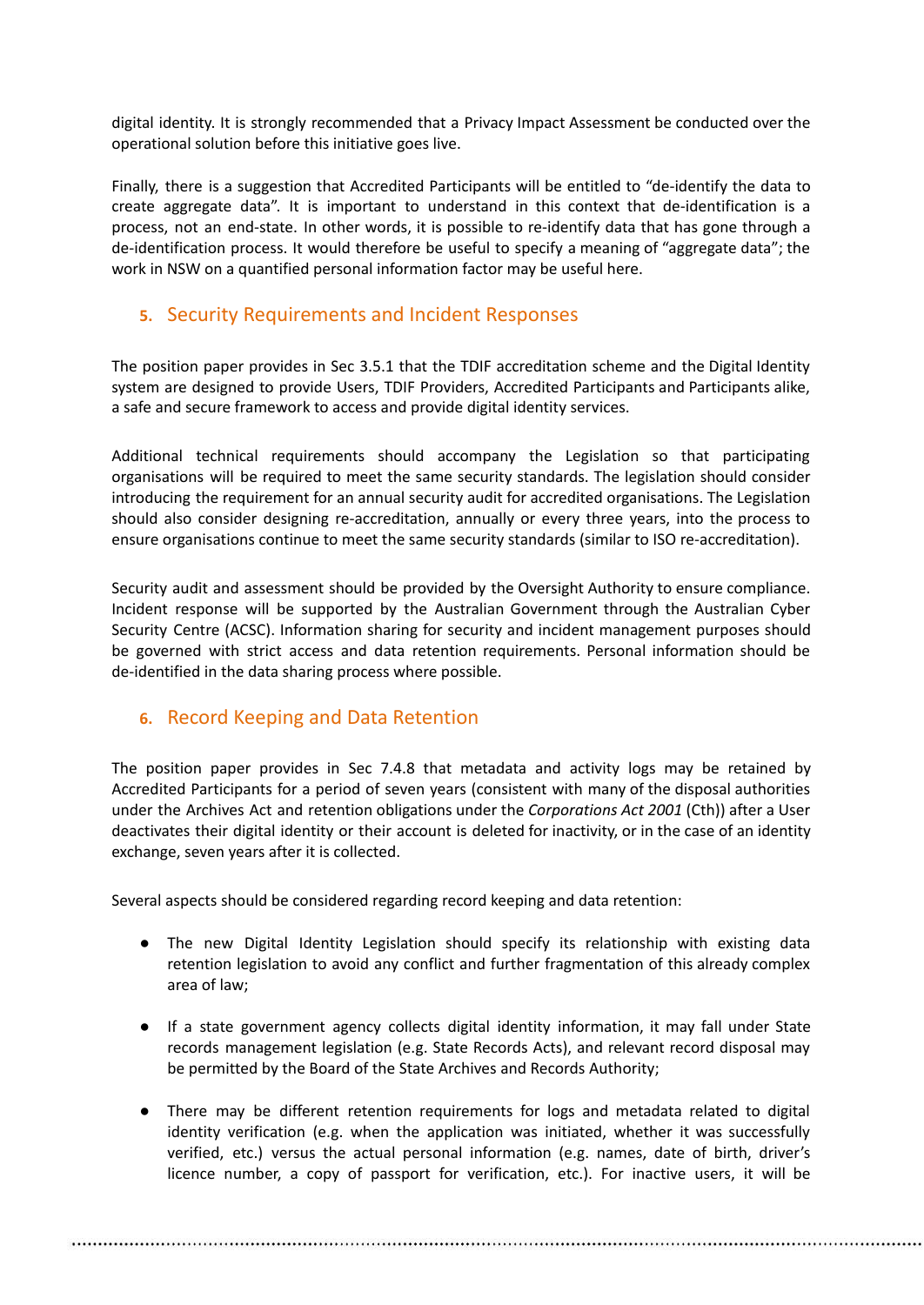digital identity. It is strongly recommended that a Privacy Impact Assessment be conducted over the operational solution before this initiative goes live.

Finally, there is a suggestion that Accredited Participants will be entitled to "de-identify the data to create aggregate data". It is important to understand in this context that de-identification is a process, not an end-state. In other words, it is possible to re-identify data that has gone through a de-identification process. It would therefore be useful to specify a meaning of "aggregate data"; the work in NSW on a quantified personal information factor may be useful here.

## 5. Security Requirements and Incident Responses

The position paper provides in Sec 3.5.1 that the TDIF accreditation scheme and the Digital Identity system are designed to provide Users, TDIF Providers, Accredited Participants and Participants alike, a safe and secure framework to access and provide digital identity services.

Additional technical requirements should accompany the Legislation so that participating organisations will be required to meet the same security standards. The legislation should consider introducing the requirement for an annual security audit for accredited organisations. The Legislation should also consider designing re-accreditation, annually or every three years, into the process to ensure organisations continue to meet the same security standards (similar to ISO re-accreditation).

Security audit and assessment should be provided by the Oversight Authority to ensure compliance. Incident response will be supported by the Australian Government through the Australian Cyber Security Centre (ACSC). Information sharing for security and incident management purposes should be governed with strict access and data retention requirements. Personal information should be de-identified in the data sharing process where possible.

## 6. Record Keeping and Data Retention

The position paper provides in Sec 7.4.8 that metadata and activity logs may be retained by Accredited Participants for a period of seven years (consistent with many of the disposal authorities under the Archives Act and retention obligations under the *Corporations Act 2001* (Cth)) after a User deactivates their digital identity or their account is deleted for inactivity, or in the case of an identity exchange, seven years after it is collected.

Several aspects should be considered regarding record keeping and data retention:

- The new Digital Identity Legislation should specify its relationship with existing data retention legislation to avoid any conflict and further fragmentation of this already complex area of law;

- If a state government agency collects digital identity information, it may fall under State records management legislation (e.g. State Records Acts), and relevant record disposal may be permitted by the Board of the State Archives and Records Authority;

- There may be different retention requirements for logs and metadata related to digital identity verification (e.g. when the application was initiated, whether it was successfully verified, etc.) versus the actual personal information (e.g. names, date of birth, driver's licence number, a copy of passport for verification, etc.). For inactive users, it will be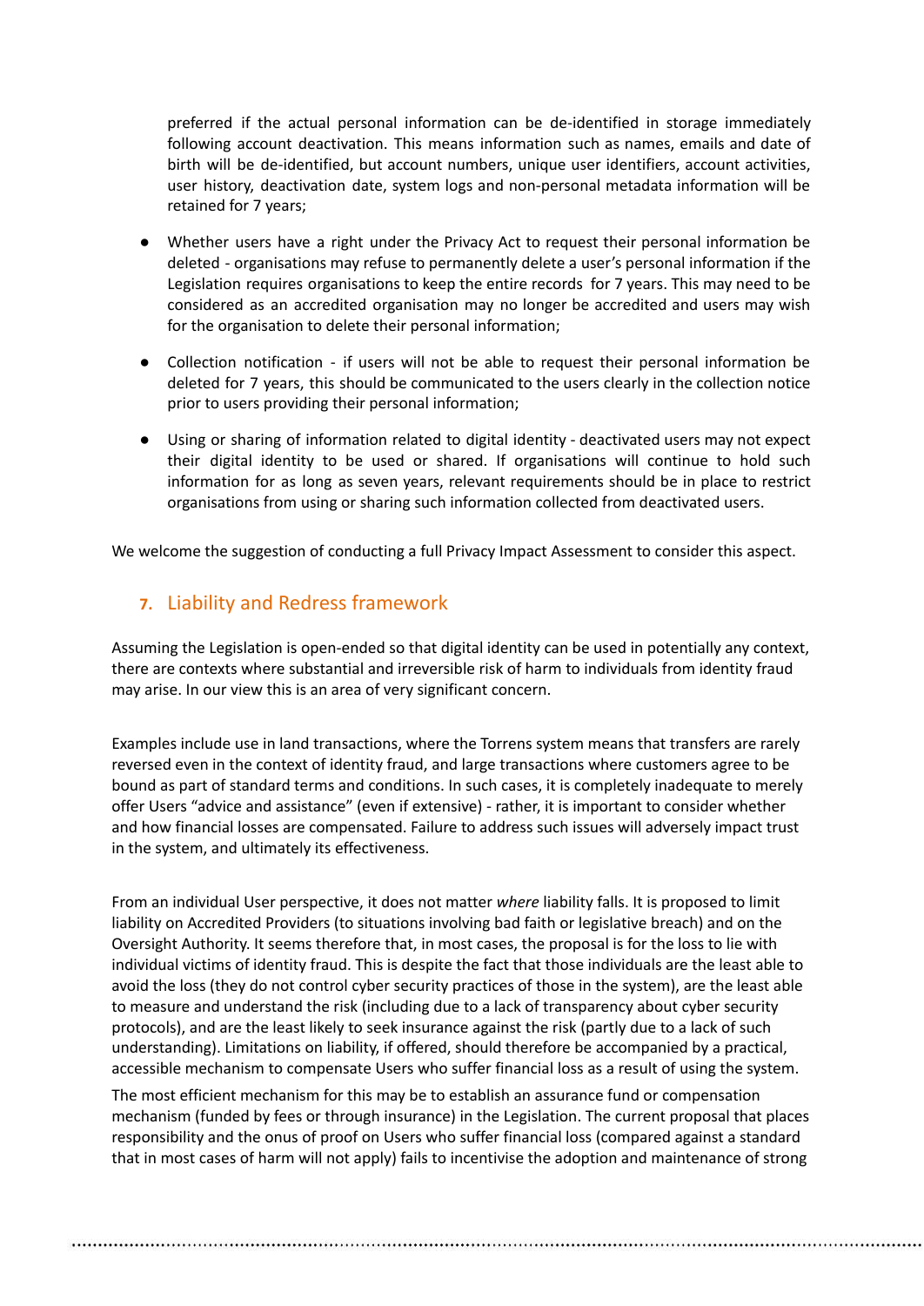preferred if the actual personal information can be de-identified in storage immediately following account deactivation. This means information such as names, emails and date of birth will be de-identified, but account numbers, unique user identifiers, account activities, user history, deactivation date, system logs and non-personal metadata information will be retained for 7 years;

- Whether users have a right under the Privacy Act to request their personal information be deleted - organisations may refuse to permanently delete a user's personal information if the Legislation requires organisations to keep the entire records for 7 years. This may need to be considered as an accredited organisation may no longer be accredited and users may wish for the organisation to delete their personal information;
- Collection notification - if users will not be able to request their personal information be deleted for 7 years, this should be communicated to the users clearly in the collection notice prior to users providing their personal information;
- Using or sharing of information related to digital identity - deactivated users may not expect their digital identity to be used or shared. If organisations will continue to hold such information for as long as seven years, relevant requirements should be in place to restrict organisations from using or sharing such information collected from deactivated users.

We welcome the suggestion of conducting a full Privacy Impact Assessment to consider this aspect.

## 7. Liability and Redress framework

Assuming the Legislation is open-ended so that digital identity can be used in potentially any context, there are contexts where substantial and irreversible risk of harm to individuals from identity fraud may arise. In our view this is an area of very significant concern.

Examples include use in land transactions, where the Torrens system means that transfers are rarely reversed even in the context of identity fraud, and large transactions where customers agree to be bound as part of standard terms and conditions. In such cases, it is completely inadequate to merely offer Users "advice and assistance" (even if extensive) - rather, it is important to consider whether and how financial losses are compensated. Failure to address such issues will adversely impact trust in the system, and ultimately its effectiveness.

From an individual User perspective, it does not matter *where* liability falls. It is proposed to limit liability on Accredited Providers (to situations involving bad faith or legislative breach) and on the Oversight Authority. It seems therefore that, in most cases, the proposal is for the loss to lie with individual victims of identity fraud. This is despite the fact that those individuals are the least able to avoid the loss (they do not control cyber security practices of those in the system), are the least able to measure and understand the risk (including due to a lack of transparency about cyber security protocols), and are the least likely to seek insurance against the risk (partly due to a lack of such understanding). Limitations on liability, if offered, should therefore be accompanied by a practical, accessible mechanism to compensate Users who suffer financial loss as a result of using the system.

The most efficient mechanism for this may be to establish an assurance fund or compensation mechanism (funded by fees or through insurance) in the Legislation. The current proposal that places responsibility and the onus of proof on Users who suffer financial loss (compared against a standard that in most cases of harm will not apply) fails to incentivise the adoption and maintenance of strong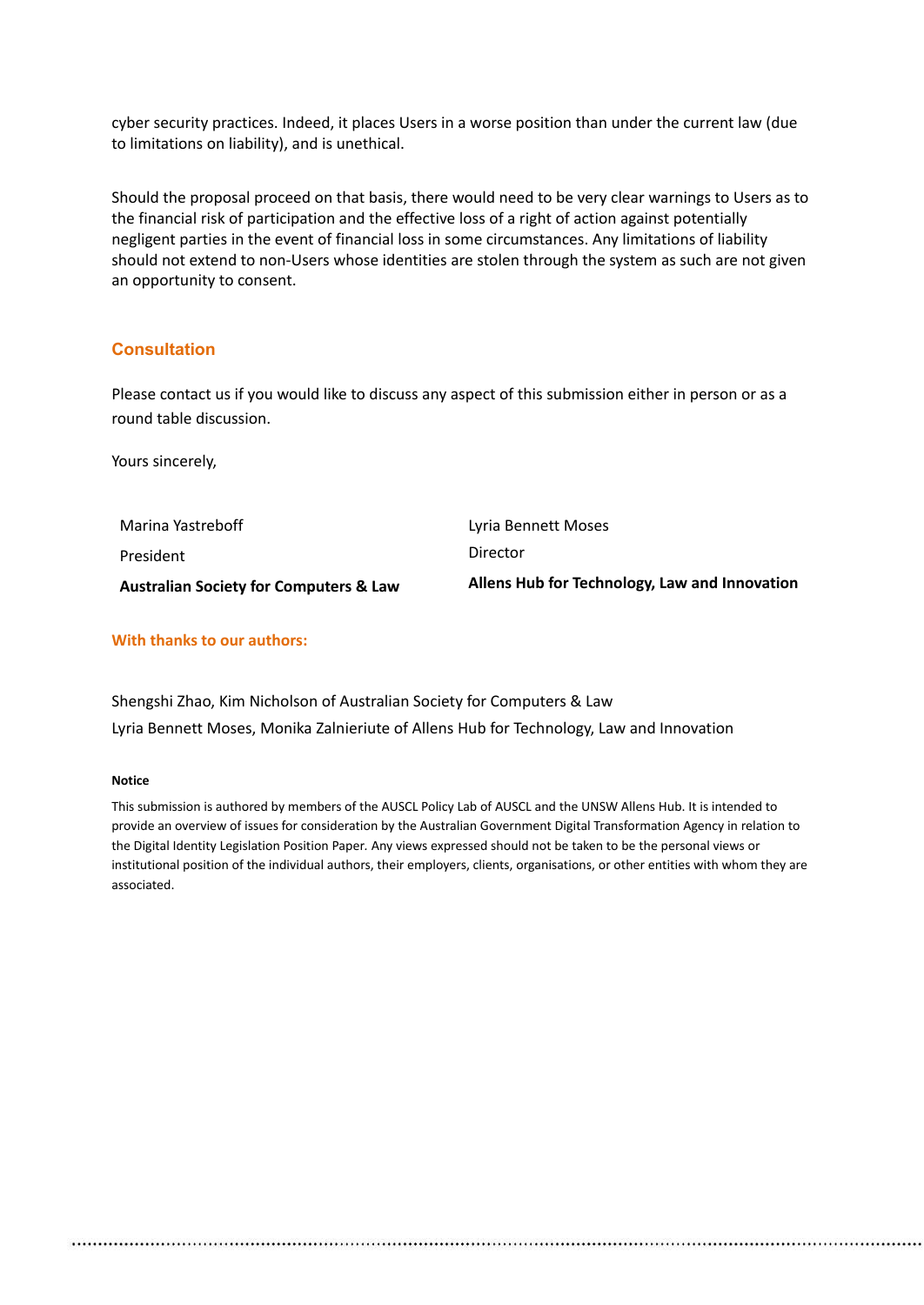cyber security practices. Indeed, it places Users in a worse position than under the current law (due to limitations on liability), and is unethical.

Should the proposal proceed on that basis, there would need to be very clear warnings to Users as to the financial risk of participation and the effective loss of a right of action against potentially negligent parties in the event of financial loss in some circumstances. Any limitations of liability should not extend to non-Users whose identities are stolen through the system as such are not given an opportunity to consent.

## Consultation

Please contact us if you would like to discuss any aspect of this submission either in person or as a round table discussion.

Yours sincerely,

Marina Yastreboff
President
**Australian Society for Computers & Law**

Lyria Bennett Moses
Director
**Allens Hub for Technology, Law and Innovation**

**With thanks to our authors:**

Shengshi Zhao, Kim Nicholson of Australian Society for Computers & Law
Lyria Bennett Moses, Monika Zalnieriute of Allens Hub for Technology, Law and Innovation

**Notice**

This submission is authored by members of the AUSCL Policy Lab of AUSCL and the UNSW Allens Hub. It is intended to provide an overview of issues for consideration by the Australian Government Digital Transformation Agency in relation to the Digital Identity Legislation Position Paper. Any views expressed should not be taken to be the personal views or institutional position of the individual authors, their employers, clients, organisations, or other entities with whom they are associated.